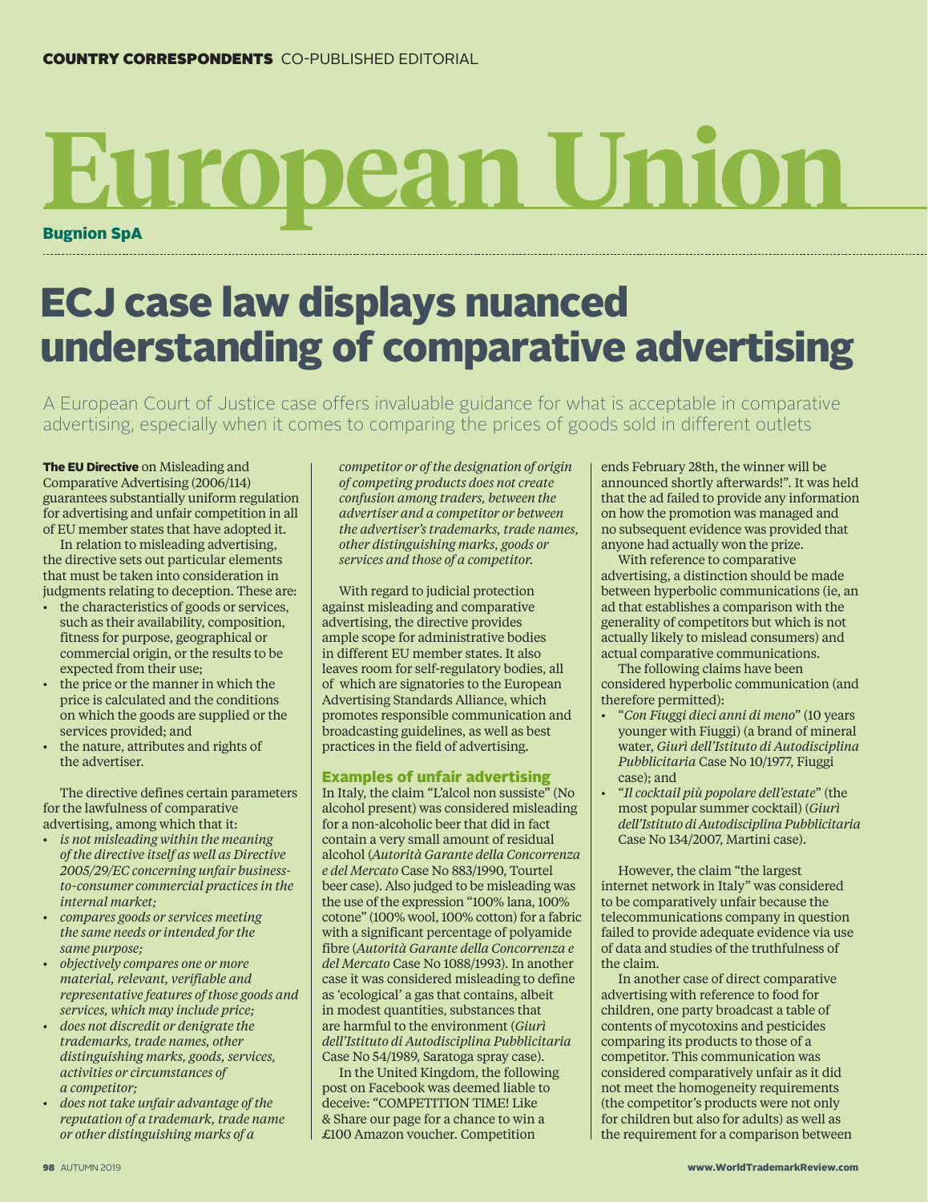COUNTRY CORRESPONDENTS CO-PUBLISHED EDITORIAL

# European Union

**Bugnion SpA**

## ECJ case law displays nuanced understanding of comparative advertising

A European Court of Justice case offers invaluable guidance for what is acceptable in comparative advertising, especially when it comes to comparing the prices of goods sold in different outlets

**The EU Directive** on Misleading and Comparative Advertising (2006/114) guarantees substantially uniform regulation for advertising and unfair competition in all of EU member states that have adopted it.

In relation to misleading advertising, the directive sets out particular elements that must be taken into consideration in judgments relating to deception. These are:

- the characteristics of goods or services, such as their availability, composition, fitness for purpose, geographical or commercial origin, or the results to be expected from their use;
- the price or the manner in which the price is calculated and the conditions on which the goods are supplied or the services provided; and
- the nature, attributes and rights of the advertiser.

The directive defines certain parameters for the lawfulness of comparative advertising, among which that it:

- *is not misleading within the meaning of the directive itself as well as Directive 2005/29/EC concerning unfair business-to-consumer commercial practices in the internal market;*
- *compares goods or services meeting the same needs or intended for the same purpose;*
- *objectively compares one or more material, relevant, verifiable and representative features of those goods and services, which may include price;*
- *does not discredit or denigrate the trademarks, trade names, other distinguishing marks, goods, services, activities or circumstances of a competitor;*
- *does not take unfair advantage of the reputation of a trademark, trade name or other distinguishing marks of a competitor or of the designation of origin of competing products does not create confusion among traders, between the advertiser and a competitor or between the advertiser's trademarks, trade names, other distinguishing marks, goods or services and those of a competitor.*

With regard to judicial protection against misleading and comparative advertising, the directive provides ample scope for administrative bodies in different EU member states. It also leaves room for self-regulatory bodies, all of which are signatories to the European Advertising Standards Alliance, which promotes responsible communication and broadcasting guidelines, as well as best practices in the field of advertising.

### Examples of unfair advertising

In Italy, the claim "L'alcol non sussiste" (No alcohol present) was considered misleading for a non-alcoholic beer that did in fact contain a very small amount of residual alcohol (*Autorità Garante della Concorrenza e del Mercato* Case No 883/1990, Tourtel beer case). Also judged to be misleading was the use of the expression "100% lana, 100% cotone" (100% wool, 100% cotton) for a fabric with a significant percentage of polyamide fibre (*Autorità Garante della Concorrenza e del Mercato* Case No 1088/1993). In another case it was considered misleading to define as 'ecological' a gas that contains, albeit in modest quantities, substances that are harmful to the environment (*Giurì dell'Istituto di Autodisciplina Pubblicitaria* Case No 54/1989, Saratoga spray case).

In the United Kingdom, the following post on Facebook was deemed liable to deceive: "COMPETITION TIME! Like & Share our page for a chance to win a £100 Amazon voucher. Competition ends February 28th, the winner will be announced shortly afterwards!". It was held that the ad failed to provide any information on how the promotion was managed and no subsequent evidence was provided that anyone had actually won the prize.

With reference to comparative advertising, a distinction should be made between hyperbolic communications (ie, an ad that establishes a comparison with the generality of competitors but which is not actually likely to mislead consumers) and actual comparative communications.

The following claims have been considered hyperbolic communication (and therefore permitted):

- "*Con Fiuggi dieci anni di meno*" (10 years younger with Fiuggi) (a brand of mineral water, *Giurì dell'Istituto di Autodisciplina Pubblicitaria* Case No 10/1977, Fiuggi case); and
- "*Il cocktail più popolare dell'estate*" (the most popular summer cocktail) (*Giurì dell'Istituto di Autodisciplina Pubblicitaria* Case No 134/2007, Martini case).

However, the claim "the largest internet network in Italy" was considered to be comparatively unfair because the telecommunications company in question failed to provide adequate evidence via use of data and studies of the truthfulness of the claim.

In another case of direct comparative advertising with reference to food for children, one party broadcast a table of contents of mycotoxins and pesticides comparing its products to those of a competitor. This communication was considered comparatively unfair as it did not meet the homogeneity requirements (the competitor's products were not only for children but also for adults) as well as the requirement for a comparison between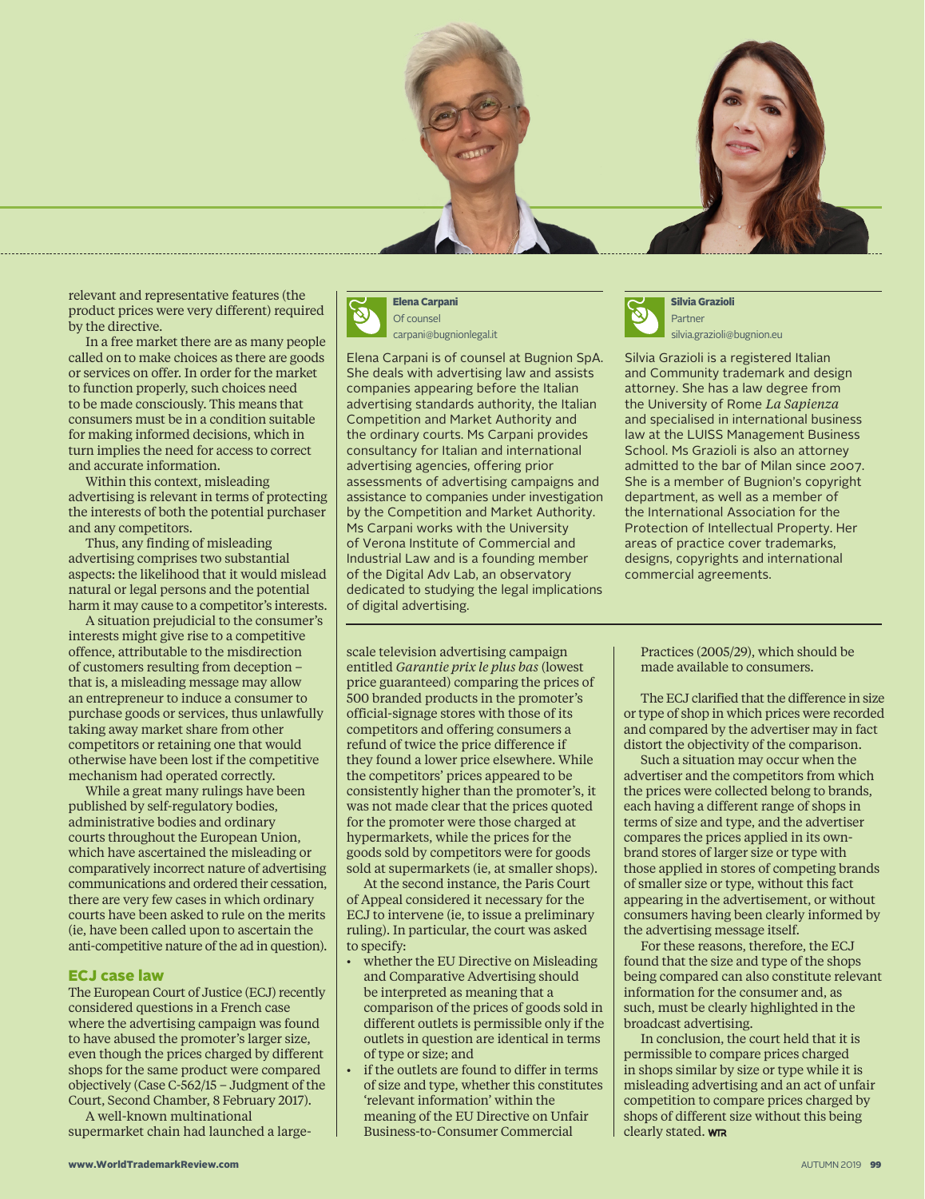relevant and representative features (the product prices were very different) required by the directive.

In a free market there are as many people called on to make choices as there are goods or services on offer. In order for the market to function properly, such choices need to be made consciously. This means that consumers must be in a condition suitable for making informed decisions, which in turn implies the need for access to correct and accurate information.

Within this context, misleading advertising is relevant in terms of protecting the interests of both the potential purchaser and any competitors.

Thus, any finding of misleading advertising comprises two substantial aspects: the likelihood that it would mislead natural or legal persons and the potential harm it may cause to a competitor's interests.

A situation prejudicial to the consumer's interests might give rise to a competitive offence, attributable to the misdirection of customers resulting from deception – that is, a misleading message may allow an entrepreneur to induce a consumer to purchase goods or services, thus unlawfully taking away market share from other competitors or retaining one that would otherwise have been lost if the competitive mechanism had operated correctly.

While a great many rulings have been published by self-regulatory bodies, administrative bodies and ordinary courts throughout the European Union, which have ascertained the misleading or comparatively incorrect nature of advertising communications and ordered their cessation, there are very few cases in which ordinary courts have been asked to rule on the merits (ie, have been called upon to ascertain the anti-competitive nature of the ad in question).

## ECJ case law

The European Court of Justice (ECJ) recently considered questions in a French case where the advertising campaign was found to have abused the promoter's larger size, even though the prices charged by different shops for the same product were compared objectively (Case C-562/15 – Judgment of the Court, Second Chamber, 8 February 2017).

A well-known multinational supermarket chain had launched a large-scale television advertising campaign entitled *Garantie prix le plus bas* (lowest price guaranteed) comparing the prices of 500 branded products in the promoter's official-signage stores with those of its competitors and offering consumers a refund of twice the price difference if they found a lower price elsewhere. While the competitors' prices appeared to be consistently higher than the promoter's, it was not made clear that the prices quoted for the promoter were those charged at hypermarkets, while the prices for the goods sold by competitors were for goods sold at supermarkets (ie, at smaller shops).

At the second instance, the Paris Court of Appeal considered it necessary for the ECJ to intervene (ie, to issue a preliminary ruling). In particular, the court was asked to specify:

- whether the EU Directive on Misleading and Comparative Advertising should be interpreted as meaning that a comparison of the prices of goods sold in different outlets is permissible only if the outlets in question are identical in terms of type or size; and
- if the outlets are found to differ in terms of size and type, whether this constitutes 'relevant information' within the meaning of the EU Directive on Unfair Business-to-Consumer Commercial Practices (2005/29), which should be made available to consumers.

The ECJ clarified that the difference in size or type of shop in which prices were recorded and compared by the advertiser may in fact distort the objectivity of the comparison.

Such a situation may occur when the advertiser and the competitors from which the prices were collected belong to brands, each having a different range of shops in terms of size and type, and the advertiser compares the prices applied in its own-brand stores of larger size or type with those applied in stores of competing brands of smaller size or type, without this fact appearing in the advertisement, or without consumers having been clearly informed by the advertising message itself.

For these reasons, therefore, the ECJ found that the size and type of the shops being compared can also constitute relevant information for the consumer and, as such, must be clearly highlighted in the broadcast advertising.

In conclusion, the court held that it is permissible to compare prices charged in shops similar by size or type while it is misleading advertising and an act of unfair competition to compare prices charged by shops of different size without this being clearly stated. WTR

**Elena Carpani**
Of counsel
carpani@bugnionlegal.it

Elena Carpani is of counsel at Bugnion SpA. She deals with advertising law and assists companies appearing before the Italian advertising standards authority, the Italian Competition and Market Authority and the ordinary courts. Ms Carpani provides consultancy for Italian and international advertising agencies, offering prior assessments of advertising campaigns and assistance to companies under investigation by the Competition and Market Authority. Ms Carpani works with the University of Verona Institute of Commercial and Industrial Law and is a founding member of the Digital Adv Lab, an observatory dedicated to studying the legal implications of digital advertising.

**Silvia Grazioli**
Partner
silvia.grazioli@bugnion.eu

Silvia Grazioli is a registered Italian and Community trademark and design attorney. She has a law degree from the University of Rome *La Sapienza* and specialised in international business law at the LUISS Management Business School. Ms Grazioli is also an attorney admitted to the bar of Milan since 2007. She is a member of Bugnion's copyright department, as well as a member of the International Association for the Protection of Intellectual Property. Her areas of practice cover trademarks, designs, copyrights and international commercial agreements.